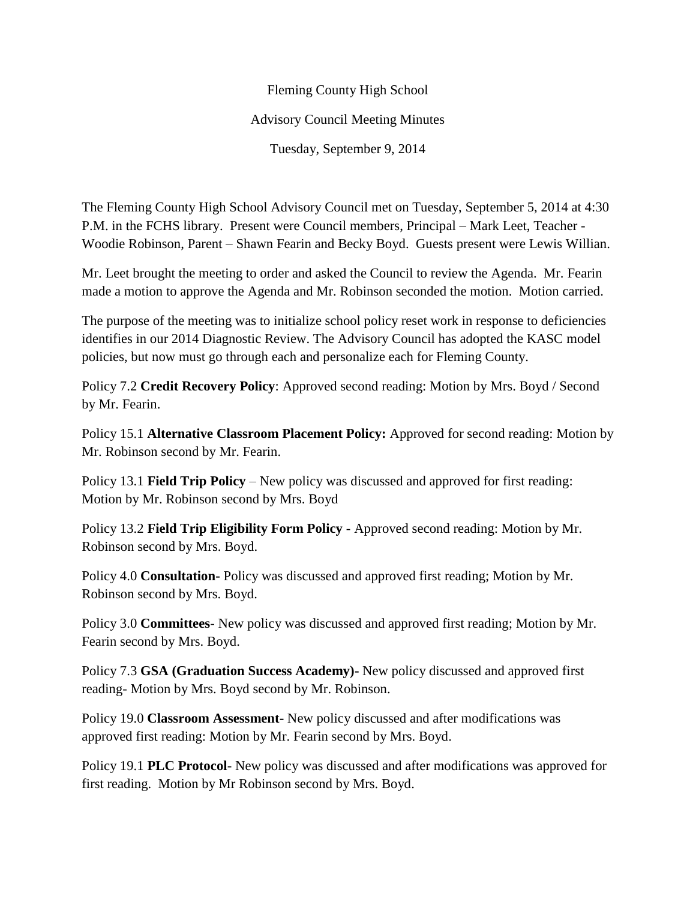Fleming County High School

Advisory Council Meeting Minutes

Tuesday, September 9, 2014

The Fleming County High School Advisory Council met on Tuesday, September 5, 2014 at 4:30 P.M. in the FCHS library. Present were Council members, Principal – Mark Leet, Teacher - Woodie Robinson, Parent – Shawn Fearin and Becky Boyd. Guests present were Lewis Willian.

Mr. Leet brought the meeting to order and asked the Council to review the Agenda. Mr. Fearin made a motion to approve the Agenda and Mr. Robinson seconded the motion. Motion carried.

The purpose of the meeting was to initialize school policy reset work in response to deficiencies identifies in our 2014 Diagnostic Review. The Advisory Council has adopted the KASC model policies, but now must go through each and personalize each for Fleming County.

Policy 7.2 **Credit Recovery Policy**: Approved second reading: Motion by Mrs. Boyd / Second by Mr. Fearin.

Policy 15.1 **Alternative Classroom Placement Policy:** Approved for second reading: Motion by Mr. Robinson second by Mr. Fearin.

Policy 13.1 **Field Trip Policy** – New policy was discussed and approved for first reading: Motion by Mr. Robinson second by Mrs. Boyd

Policy 13.2 **Field Trip Eligibility Form Policy** - Approved second reading: Motion by Mr. Robinson second by Mrs. Boyd.

Policy 4.0 **Consultation-** Policy was discussed and approved first reading; Motion by Mr. Robinson second by Mrs. Boyd.

Policy 3.0 **Committees**- New policy was discussed and approved first reading; Motion by Mr. Fearin second by Mrs. Boyd.

Policy 7.3 **GSA (Graduation Success Academy)-** New policy discussed and approved first reading- Motion by Mrs. Boyd second by Mr. Robinson.

Policy 19.0 **Classroom Assessment-** New policy discussed and after modifications was approved first reading: Motion by Mr. Fearin second by Mrs. Boyd.

Policy 19.1 **PLC Protocol**- New policy was discussed and after modifications was approved for first reading. Motion by Mr Robinson second by Mrs. Boyd.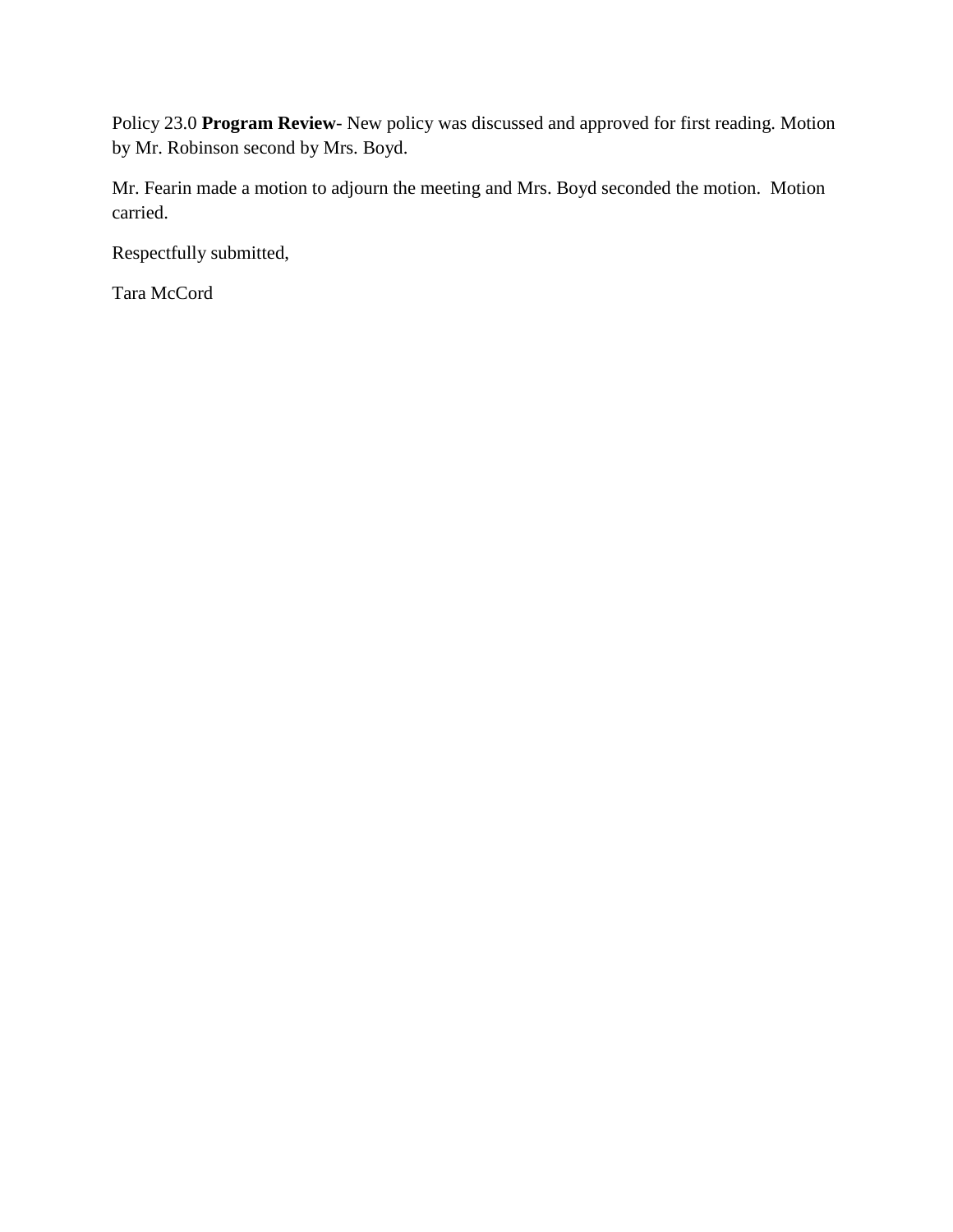Policy 23.0 **Program Review**- New policy was discussed and approved for first reading. Motion by Mr. Robinson second by Mrs. Boyd.

Mr. Fearin made a motion to adjourn the meeting and Mrs. Boyd seconded the motion. Motion carried.

Respectfully submitted,

Tara McCord